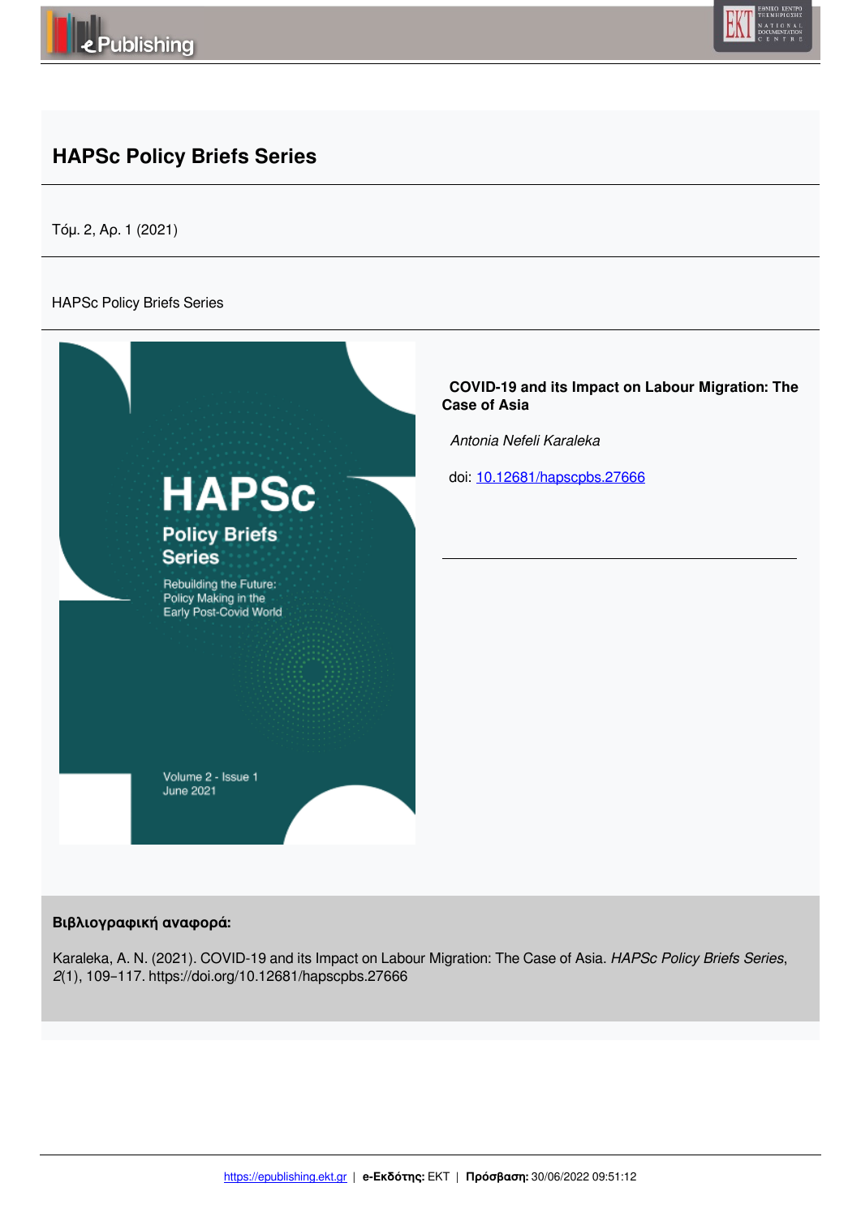# HAPSc Policy Briefs Series

Τόμ. 2, Αρ. 1 (2021)

HAPSc Policy Briefs Series

## COVID-19 and its Impact on Labour Migration: The Case of Asia

*Antonia Nefeli Karaleka*

doi: 10.12681/hapscpbs.27666

**Βιβλιογραφική αναφορά:**

Karaleka, A. N. (2021). COVID-19 and its Impact on Labour Migration: The Case of Asia. *HAPSc Policy Briefs Series*, *2*(1), 109–117. https://doi.org/10.12681/hapscpbs.27666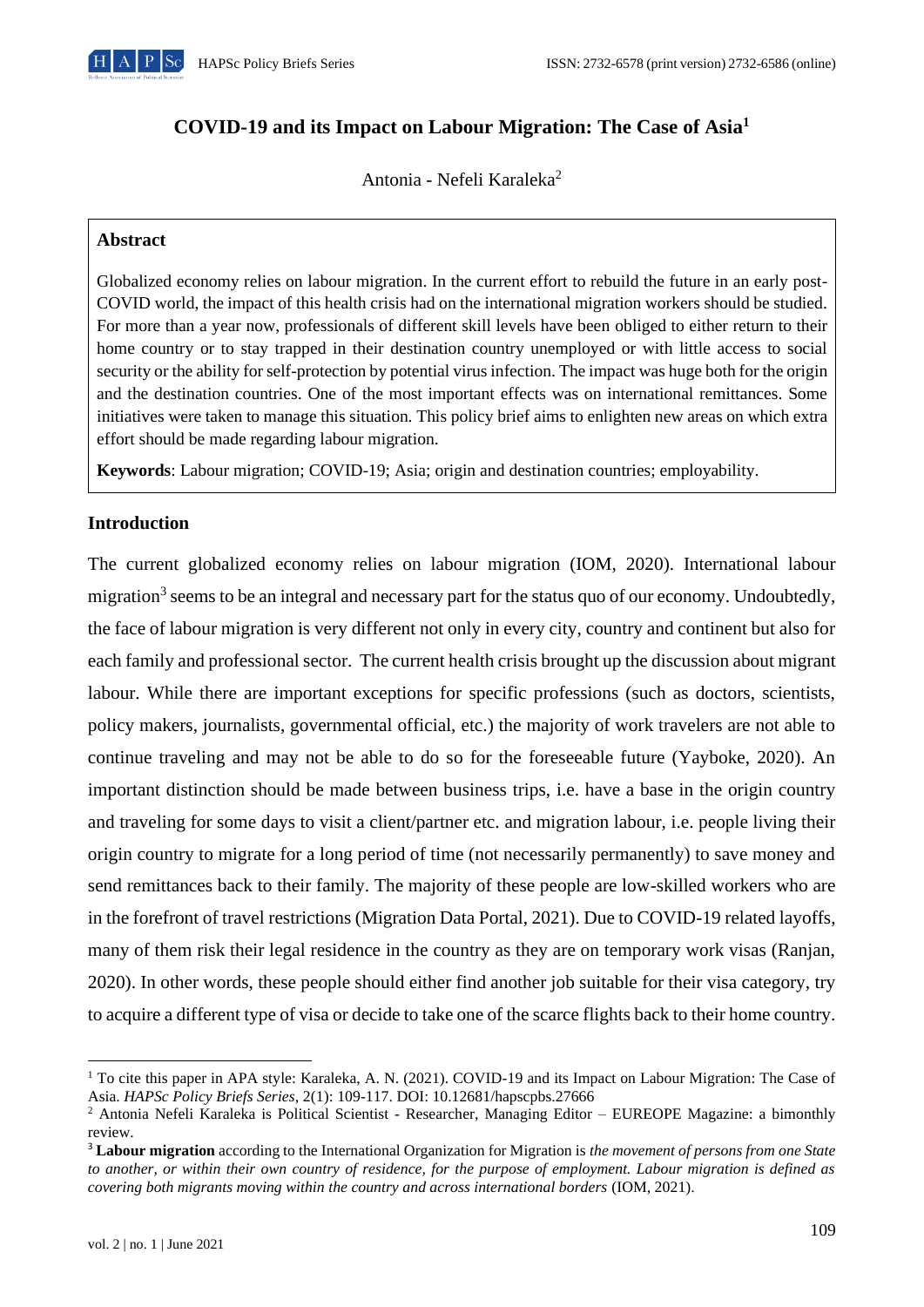# COVID-19 and its Impact on Labour Migration: The Case of Asia[1]

Antonia - Nefeli Karaleka[2]

**Abstract**

Globalized economy relies on labour migration. In the current effort to rebuild the future in an early post-COVID world, the impact of this health crisis had on the international migration workers should be studied. For more than a year now, professionals of different skill levels have been obliged to either return to their home country or to stay trapped in their destination country unemployed or with little access to social security or the ability for self-protection by potential virus infection. The impact was huge both for the origin and the destination countries. One of the most important effects was on international remittances. Some initiatives were taken to manage this situation. This policy brief aims to enlighten new areas on which extra effort should be made regarding labour migration.

**Keywords**: Labour migration; COVID-19; Asia; origin and destination countries; employability.

## Introduction

The current globalized economy relies on labour migration (IOM, 2020). International labour migration[3] seems to be an integral and necessary part for the status quo of our economy. Undoubtedly, the face of labour migration is very different not only in every city, country and continent but also for each family and professional sector. The current health crisis brought up the discussion about migrant labour. While there are important exceptions for specific professions (such as doctors, scientists, policy makers, journalists, governmental official, etc.) the majority of work travelers are not able to continue traveling and may not be able to do so for the foreseeable future (Yayboke, 2020). An important distinction should be made between business trips, i.e. have a base in the origin country and traveling for some days to visit a client/partner etc. and migration labour, i.e. people living their origin country to migrate for a long period of time (not necessarily permanently) to save money and send remittances back to their family. The majority of these people are low-skilled workers who are in the forefront of travel restrictions (Migration Data Portal, 2021). Due to COVID-19 related layoffs, many of them risk their legal residence in the country as they are on temporary work visas (Ranjan, 2020). In other words, these people should either find another job suitable for their visa category, try to acquire a different type of visa or decide to take one of the scarce flights back to their home country.

---

[1] To cite this paper in APA style: Karaleka, A. N. (2021). COVID-19 and its Impact on Labour Migration: The Case of Asia. *HAPSc Policy Briefs Series*, 2(1): 109-117. DOI: 10.12681/hapscpbs.27666

[2] Antonia Nefeli Karaleka is Political Scientist - Researcher, Managing Editor – EUREOPE Magazine: a bimonthly review.

[3] **Labour migration** according to the International Organization for Migration is *the movement of persons from one State to another, or within their own country of residence, for the purpose of employment. Labour migration is defined as covering both migrants moving within the country and across international borders* (IOM, 2021).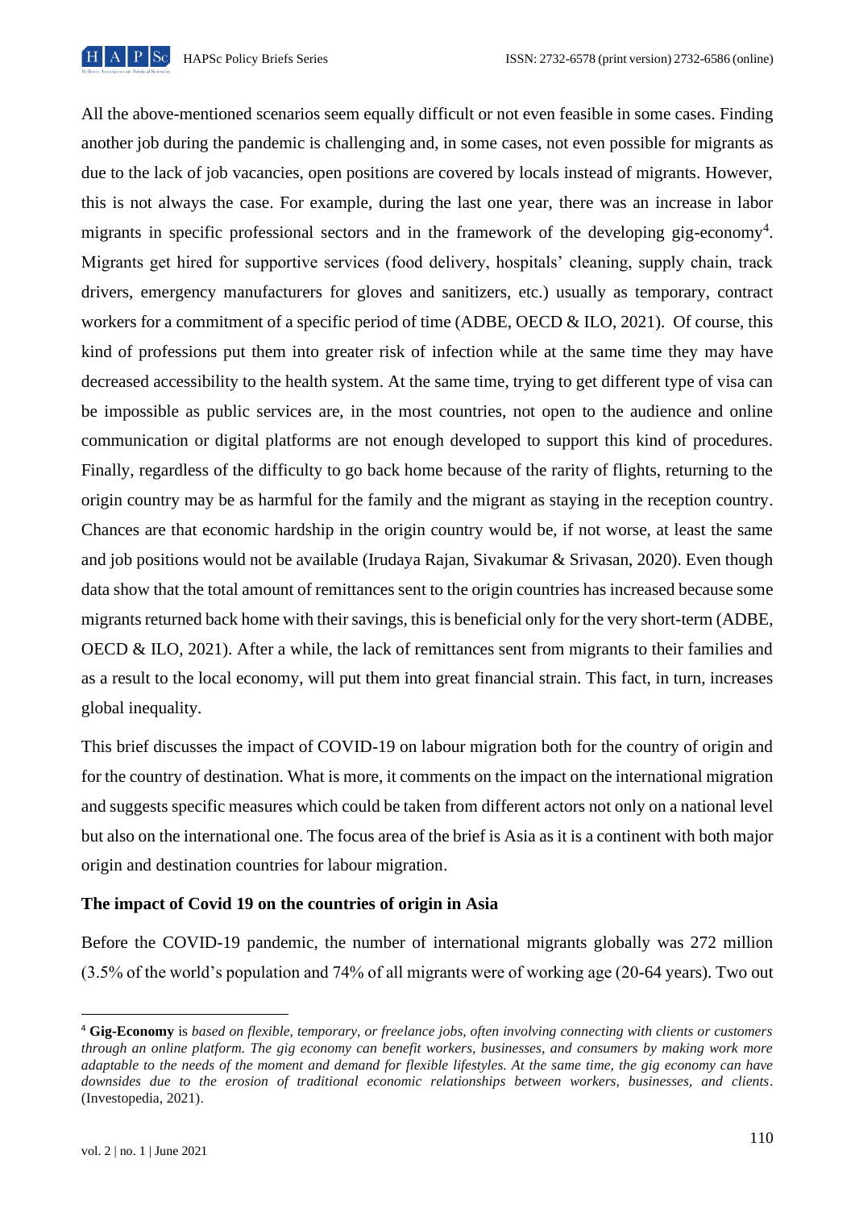All the above-mentioned scenarios seem equally difficult or not even feasible in some cases. Finding another job during the pandemic is challenging and, in some cases, not even possible for migrants as due to the lack of job vacancies, open positions are covered by locals instead of migrants. However, this is not always the case. For example, during the last one year, there was an increase in labor migrants in specific professional sectors and in the framework of the developing gig-economy[4]. Migrants get hired for supportive services (food delivery, hospitals' cleaning, supply chain, track drivers, emergency manufacturers for gloves and sanitizers, etc.) usually as temporary, contract workers for a commitment of a specific period of time (ADBE, OECD & ILO, 2021). Of course, this kind of professions put them into greater risk of infection while at the same time they may have decreased accessibility to the health system. At the same time, trying to get different type of visa can be impossible as public services are, in the most countries, not open to the audience and online communication or digital platforms are not enough developed to support this kind of procedures. Finally, regardless of the difficulty to go back home because of the rarity of flights, returning to the origin country may be as harmful for the family and the migrant as staying in the reception country. Chances are that economic hardship in the origin country would be, if not worse, at least the same and job positions would not be available (Irudaya Rajan, Sivakumar & Srivasan, 2020). Even though data show that the total amount of remittances sent to the origin countries has increased because some migrants returned back home with their savings, this is beneficial only for the very short-term (ADBE, OECD & ILO, 2021). After a while, the lack of remittances sent from migrants to their families and as a result to the local economy, will put them into great financial strain. This fact, in turn, increases global inequality.

This brief discusses the impact of COVID-19 on labour migration both for the country of origin and for the country of destination. What is more, it comments on the impact on the international migration and suggests specific measures which could be taken from different actors not only on a national level but also on the international one. The focus area of the brief is Asia as it is a continent with both major origin and destination countries for labour migration.

**The impact of Covid 19 on the countries of origin in Asia**

Before the COVID-19 pandemic, the number of international migrants globally was 272 million (3.5% of the world's population and 74% of all migrants were of working age (20-64 years). Two out

---

[4] **Gig-Economy** is *based on flexible, temporary, or freelance jobs, often involving connecting with clients or customers through an online platform. The gig economy can benefit workers, businesses, and consumers by making work more adaptable to the needs of the moment and demand for flexible lifestyles. At the same time, the gig economy can have downsides due to the erosion of traditional economic relationships between workers, businesses, and clients*. (Investopedia, 2021).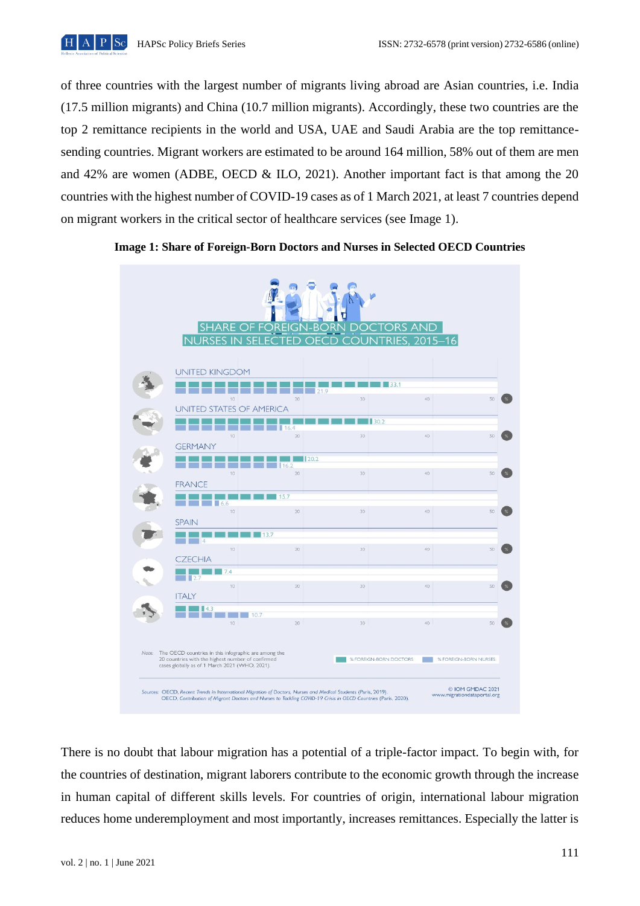of three countries with the largest number of migrants living abroad are Asian countries, i.e. India (17.5 million migrants) and China (10.7 million migrants). Accordingly, these two countries are the top 2 remittance recipients in the world and USA, UAE and Saudi Arabia are the top remittance-sending countries. Migrant workers are estimated to be around 164 million, 58% out of them are men and 42% are women (ADBE, OECD & ILO, 2021). Another important fact is that among the 20 countries with the highest number of COVID-19 cases as of 1 March 2021, at least 7 countries depend on migrant workers in the critical sector of healthcare services (see Image 1).

**Image 1: Share of Foreign-Born Doctors and Nurses in Selected OECD Countries**

SHARE OF FOREIGN-BORN DOCTORS AND NURSES IN SELECTED OECD COUNTRIES, 2015–16

| Country | % Foreign-born doctors | % Foreign-born nurses |
|---|---|---|
| United Kingdom | 33.1 | 21.9 |
| United States of America | 30.2 | 16.4 |
| Germany | 20.2 | 16.2 |
| France | 15.7 | 6.6 |
| Spain | 13.7 | 4 |
| Czechia | 7.4 | 2.7 |
| Italy | 4.3 | 10.7 |

Note: The OECD countries in this infographic are among the 20 countries with the highest number of confirmed cases globally as of 1 March 2021 (WHO, 2021).

Sources: OECD, *Recent Trends in International Migration of Doctors, Nurses and Medical Students* (Paris, 2019). OECD, *Contribution of Migrant Doctors and Nurses to Tackling COVID-19 Crisis in OECD Countries* (Paris, 2020).

© IOM GMDAC 2021 www.migrationdataportal.org

There is no doubt that labour migration has a potential of a triple-factor impact. To begin with, for the countries of destination, migrant laborers contribute to the economic growth through the increase in human capital of different skills levels. For countries of origin, international labour migration reduces home underemployment and most importantly, increases remittances. Especially the latter is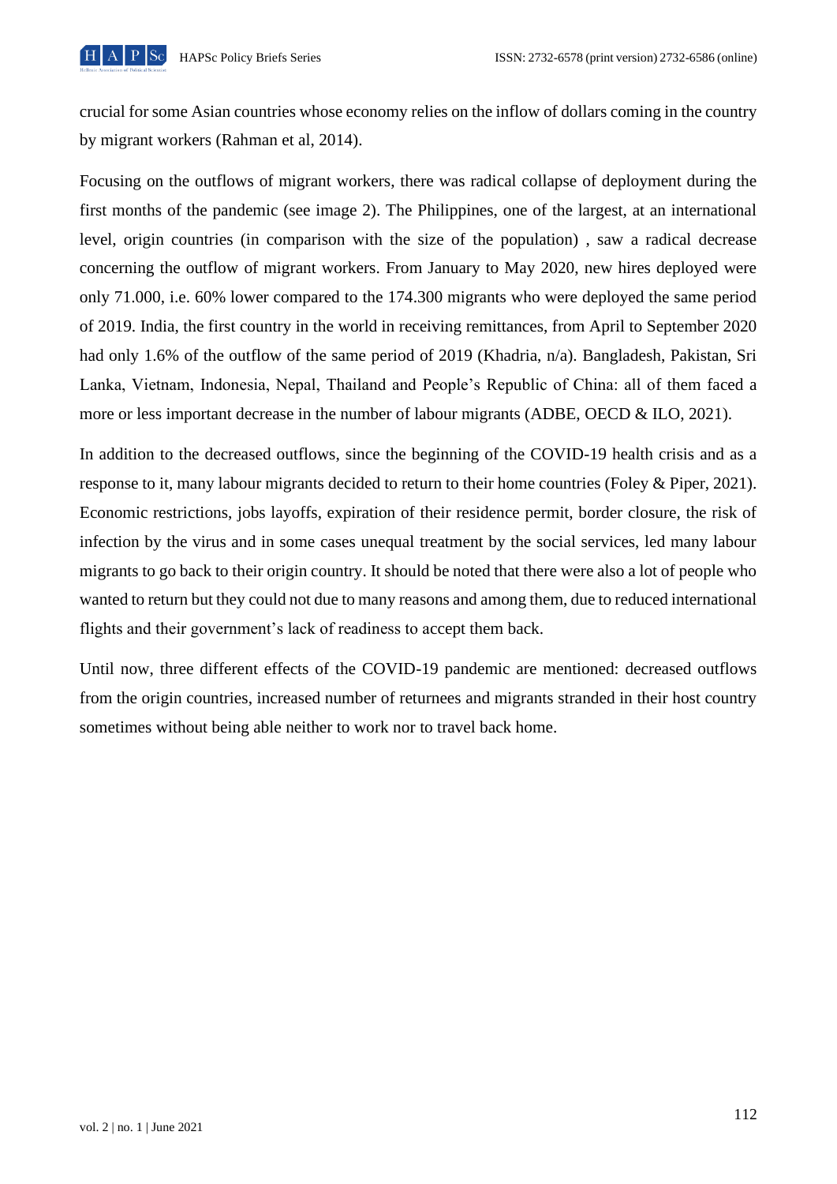crucial for some Asian countries whose economy relies on the inflow of dollars coming in the country by migrant workers (Rahman et al, 2014).

Focusing on the outflows of migrant workers, there was radical collapse of deployment during the first months of the pandemic (see image 2). The Philippines, one of the largest, at an international level, origin countries (in comparison with the size of the population) , saw a radical decrease concerning the outflow of migrant workers. From January to May 2020, new hires deployed were only 71.000, i.e. 60% lower compared to the 174.300 migrants who were deployed the same period of 2019. India, the first country in the world in receiving remittances, from April to September 2020 had only 1.6% of the outflow of the same period of 2019 (Khadria, n/a). Bangladesh, Pakistan, Sri Lanka, Vietnam, Indonesia, Nepal, Thailand and People's Republic of China: all of them faced a more or less important decrease in the number of labour migrants (ADBE, OECD & ILO, 2021).

In addition to the decreased outflows, since the beginning of the COVID-19 health crisis and as a response to it, many labour migrants decided to return to their home countries (Foley & Piper, 2021). Economic restrictions, jobs layoffs, expiration of their residence permit, border closure, the risk of infection by the virus and in some cases unequal treatment by the social services, led many labour migrants to go back to their origin country. It should be noted that there were also a lot of people who wanted to return but they could not due to many reasons and among them, due to reduced international flights and their government's lack of readiness to accept them back.

Until now, three different effects of the COVID-19 pandemic are mentioned: decreased outflows from the origin countries, increased number of returnees and migrants stranded in their host country sometimes without being able neither to work nor to travel back home.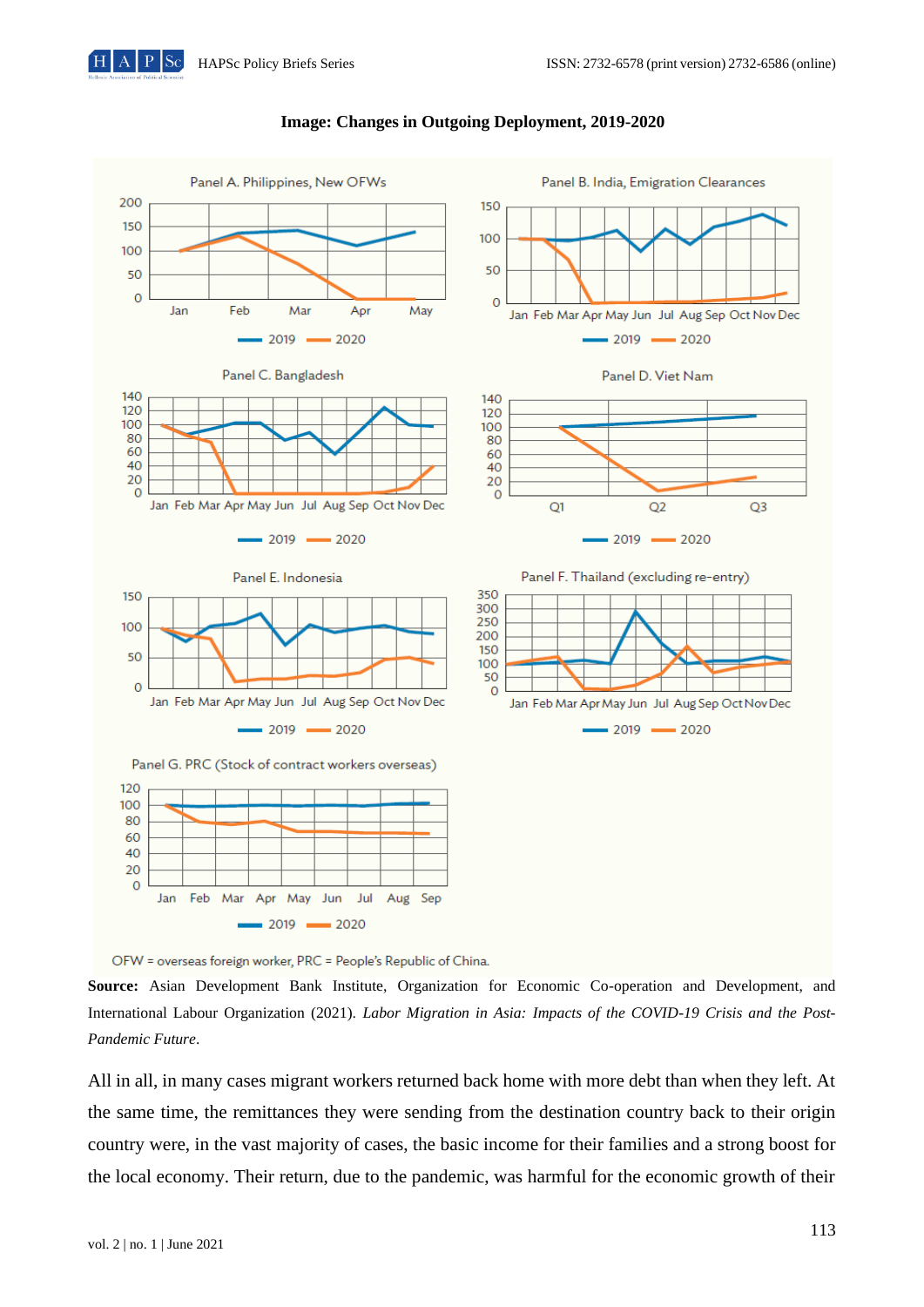**Image: Changes in Outgoing Deployment, 2019-2020**

Panel A. Philippines, New OFWs

Panel B. India, Emigration Clearances

Panel C. Bangladesh

Panel D. Viet Nam

Panel E. Indonesia

Panel F. Thailand (excluding re-entry)

Panel G. PRC (Stock of contract workers overseas)

OFW = overseas foreign worker, PRC = People's Republic of China.

**Source:** Asian Development Bank Institute, Organization for Economic Co-operation and Development, and International Labour Organization (2021). *Labor Migration in Asia: Impacts of the COVID-19 Crisis and the Post-Pandemic Future*.

All in all, in many cases migrant workers returned back home with more debt than when they left. At the same time, the remittances they were sending from the destination country back to their origin country were, in the vast majority of cases, the basic income for their families and a strong boost for the local economy. Their return, due to the pandemic, was harmful for the economic growth of their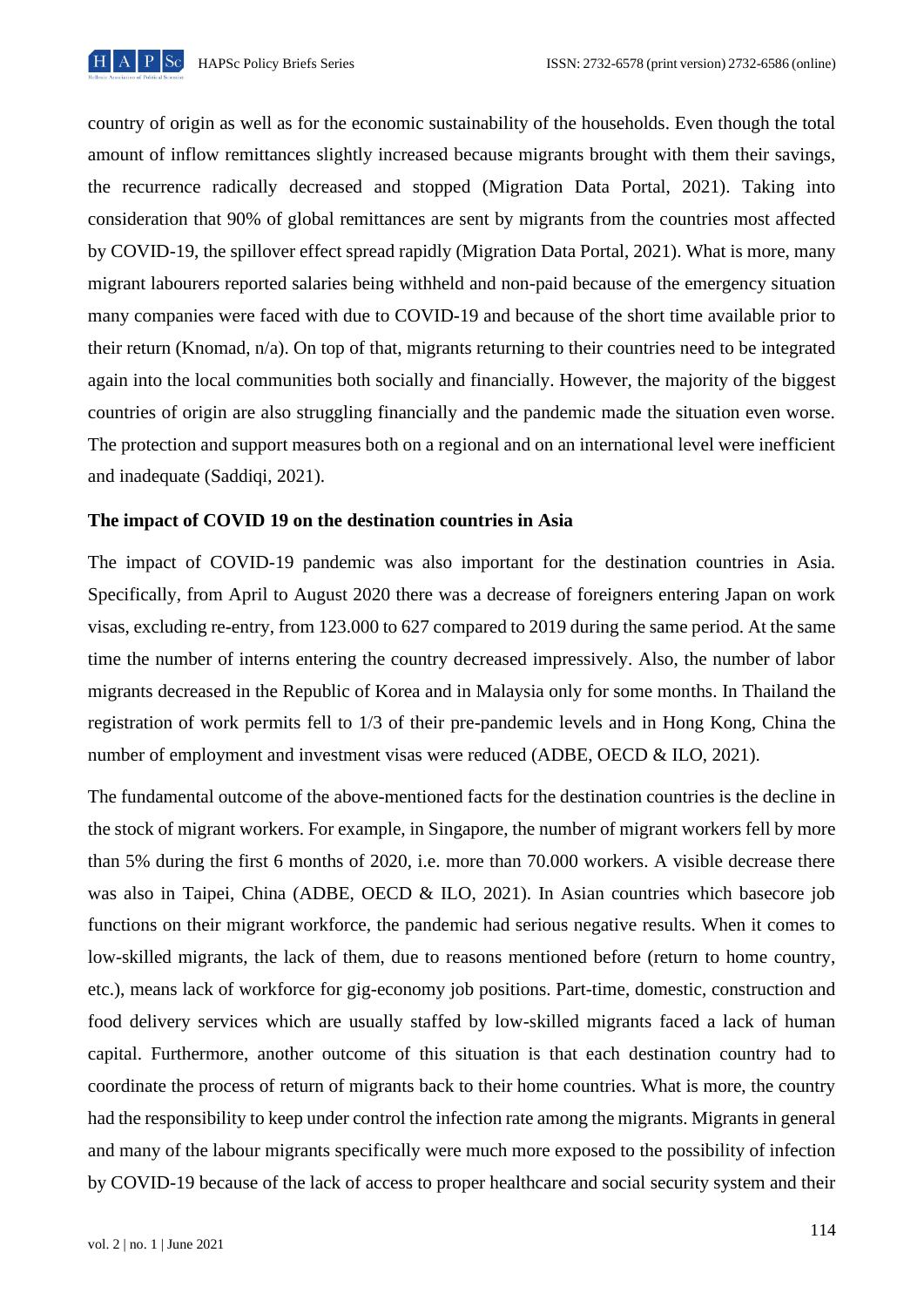country of origin as well as for the economic sustainability of the households. Even though the total amount of inflow remittances slightly increased because migrants brought with them their savings, the recurrence radically decreased and stopped (Migration Data Portal, 2021). Taking into consideration that 90% of global remittances are sent by migrants from the countries most affected by COVID-19, the spillover effect spread rapidly (Migration Data Portal, 2021). What is more, many migrant labourers reported salaries being withheld and non-paid because of the emergency situation many companies were faced with due to COVID-19 and because of the short time available prior to their return (Knomad, n/a). On top of that, migrants returning to their countries need to be integrated again into the local communities both socially and financially. However, the majority of the biggest countries of origin are also struggling financially and the pandemic made the situation even worse. The protection and support measures both on a regional and on an international level were inefficient and inadequate (Saddiqi, 2021).

**The impact of COVID 19 on the destination countries in Asia**

The impact of COVID-19 pandemic was also important for the destination countries in Asia. Specifically, from April to August 2020 there was a decrease of foreigners entering Japan on work visas, excluding re-entry, from 123.000 to 627 compared to 2019 during the same period. At the same time the number of interns entering the country decreased impressively. Also, the number of labor migrants decreased in the Republic of Korea and in Malaysia only for some months. In Thailand the registration of work permits fell to 1/3 of their pre-pandemic levels and in Hong Kong, China the number of employment and investment visas were reduced (ADBE, OECD & ILO, 2021).

The fundamental outcome of the above-mentioned facts for the destination countries is the decline in the stock of migrant workers. For example, in Singapore, the number of migrant workers fell by more than 5% during the first 6 months of 2020, i.e. more than 70.000 workers. A visible decrease there was also in Taipei, China (ADBE, OECD & ILO, 2021). In Asian countries which basecore job functions on their migrant workforce, the pandemic had serious negative results. When it comes to low-skilled migrants, the lack of them, due to reasons mentioned before (return to home country, etc.), means lack of workforce for gig-economy job positions. Part-time, domestic, construction and food delivery services which are usually staffed by low-skilled migrants faced a lack of human capital. Furthermore, another outcome of this situation is that each destination country had to coordinate the process of return of migrants back to their home countries. What is more, the country had the responsibility to keep under control the infection rate among the migrants. Migrants in general and many of the labour migrants specifically were much more exposed to the possibility of infection by COVID-19 because of the lack of access to proper healthcare and social security system and their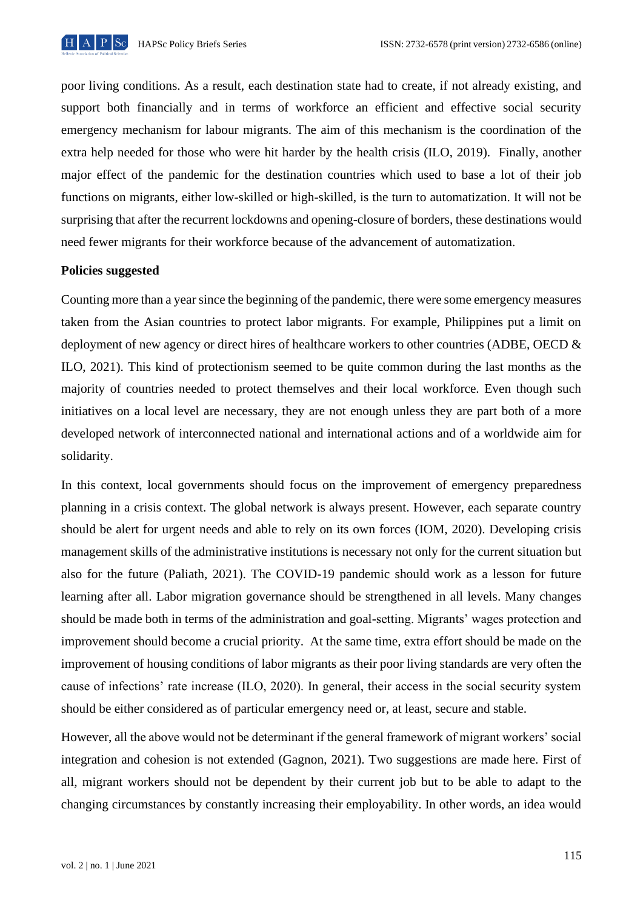poor living conditions. As a result, each destination state had to create, if not already existing, and support both financially and in terms of workforce an efficient and effective social security emergency mechanism for labour migrants. The aim of this mechanism is the coordination of the extra help needed for those who were hit harder by the health crisis (ILO, 2019). Finally, another major effect of the pandemic for the destination countries which used to base a lot of their job functions on migrants, either low-skilled or high-skilled, is the turn to automatization. It will not be surprising that after the recurrent lockdowns and opening-closure of borders, these destinations would need fewer migrants for their workforce because of the advancement of automatization.

**Policies suggested**

Counting more than a year since the beginning of the pandemic, there were some emergency measures taken from the Asian countries to protect labor migrants. For example, Philippines put a limit on deployment of new agency or direct hires of healthcare workers to other countries (ADBE, OECD & ILO, 2021). This kind of protectionism seemed to be quite common during the last months as the majority of countries needed to protect themselves and their local workforce. Even though such initiatives on a local level are necessary, they are not enough unless they are part both of a more developed network of interconnected national and international actions and of a worldwide aim for solidarity.

In this context, local governments should focus on the improvement of emergency preparedness planning in a crisis context. The global network is always present. However, each separate country should be alert for urgent needs and able to rely on its own forces (IOM, 2020). Developing crisis management skills of the administrative institutions is necessary not only for the current situation but also for the future (Paliath, 2021). The COVID-19 pandemic should work as a lesson for future learning after all. Labor migration governance should be strengthened in all levels. Many changes should be made both in terms of the administration and goal-setting. Migrants' wages protection and improvement should become a crucial priority. At the same time, extra effort should be made on the improvement of housing conditions of labor migrants as their poor living standards are very often the cause of infections' rate increase (ILO, 2020). In general, their access in the social security system should be either considered as of particular emergency need or, at least, secure and stable.

However, all the above would not be determinant if the general framework of migrant workers' social integration and cohesion is not extended (Gagnon, 2021). Two suggestions are made here. First of all, migrant workers should not be dependent by their current job but to be able to adapt to the changing circumstances by constantly increasing their employability. In other words, an idea would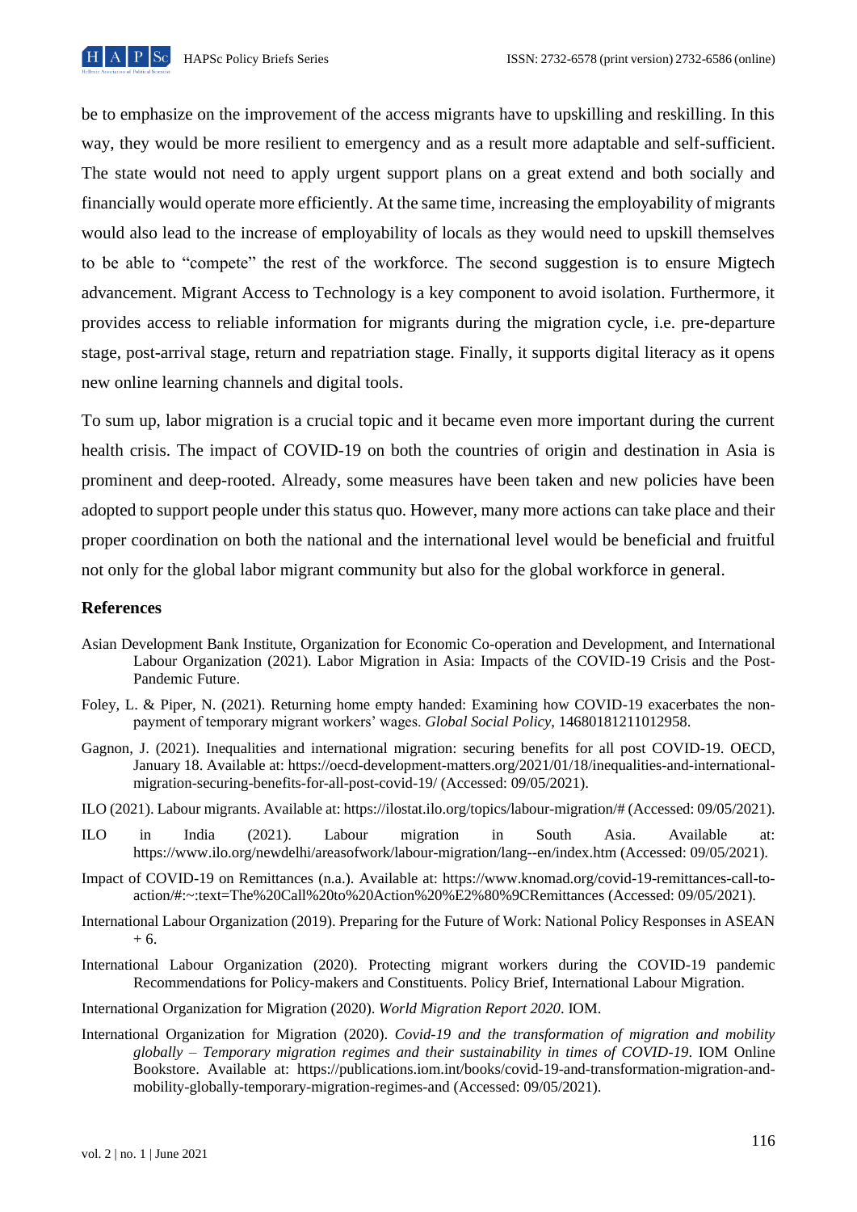be to emphasize on the improvement of the access migrants have to upskilling and reskilling. In this way, they would be more resilient to emergency and as a result more adaptable and self-sufficient. The state would not need to apply urgent support plans on a great extend and both socially and financially would operate more efficiently. At the same time, increasing the employability of migrants would also lead to the increase of employability of locals as they would need to upskill themselves to be able to "compete" the rest of the workforce. The second suggestion is to ensure Migtech advancement. Migrant Access to Technology is a key component to avoid isolation. Furthermore, it provides access to reliable information for migrants during the migration cycle, i.e. pre-departure stage, post-arrival stage, return and repatriation stage. Finally, it supports digital literacy as it opens new online learning channels and digital tools.

To sum up, labor migration is a crucial topic and it became even more important during the current health crisis. The impact of COVID-19 on both the countries of origin and destination in Asia is prominent and deep-rooted. Already, some measures have been taken and new policies have been adopted to support people under this status quo. However, many more actions can take place and their proper coordination on both the national and the international level would be beneficial and fruitful not only for the global labor migrant community but also for the global workforce in general.

## References

Asian Development Bank Institute, Organization for Economic Co-operation and Development, and International Labour Organization (2021). Labor Migration in Asia: Impacts of the COVID-19 Crisis and the Post-Pandemic Future.

Foley, L. & Piper, N. (2021). Returning home empty handed: Examining how COVID-19 exacerbates the non-payment of temporary migrant workers' wages. *Global Social Policy*, 14680181211012958.

Gagnon, J. (2021). Inequalities and international migration: securing benefits for all post COVID-19. OECD, January 18. Available at: https://oecd-development-matters.org/2021/01/18/inequalities-and-international-migration-securing-benefits-for-all-post-covid-19/ (Accessed: 09/05/2021).

ILO (2021). Labour migrants. Available at: https://ilostat.ilo.org/topics/labour-migration/# (Accessed: 09/05/2021).

ILO in India (2021). Labour migration in South Asia. Available at: https://www.ilo.org/newdelhi/areasofwork/labour-migration/lang--en/index.htm (Accessed: 09/05/2021).

Impact of COVID-19 on Remittances (n.a.). Available at: https://www.knomad.org/covid-19-remittances-call-to-action/#:~:text=The%20Call%20to%20Action%20%E2%80%9CRemittances (Accessed: 09/05/2021).

International Labour Organization (2019). Preparing for the Future of Work: National Policy Responses in ASEAN + 6.

International Labour Organization (2020). Protecting migrant workers during the COVID-19 pandemic Recommendations for Policy-makers and Constituents. Policy Brief, International Labour Migration.

International Organization for Migration (2020). *World Migration Report 2020*. IOM.

International Organization for Migration (2020). *Covid-19 and the transformation of migration and mobility globally – Temporary migration regimes and their sustainability in times of COVID-19*. IOM Online Bookstore. Available at: https://publications.iom.int/books/covid-19-and-transformation-migration-and-mobility-globally-temporary-migration-regimes-and (Accessed: 09/05/2021).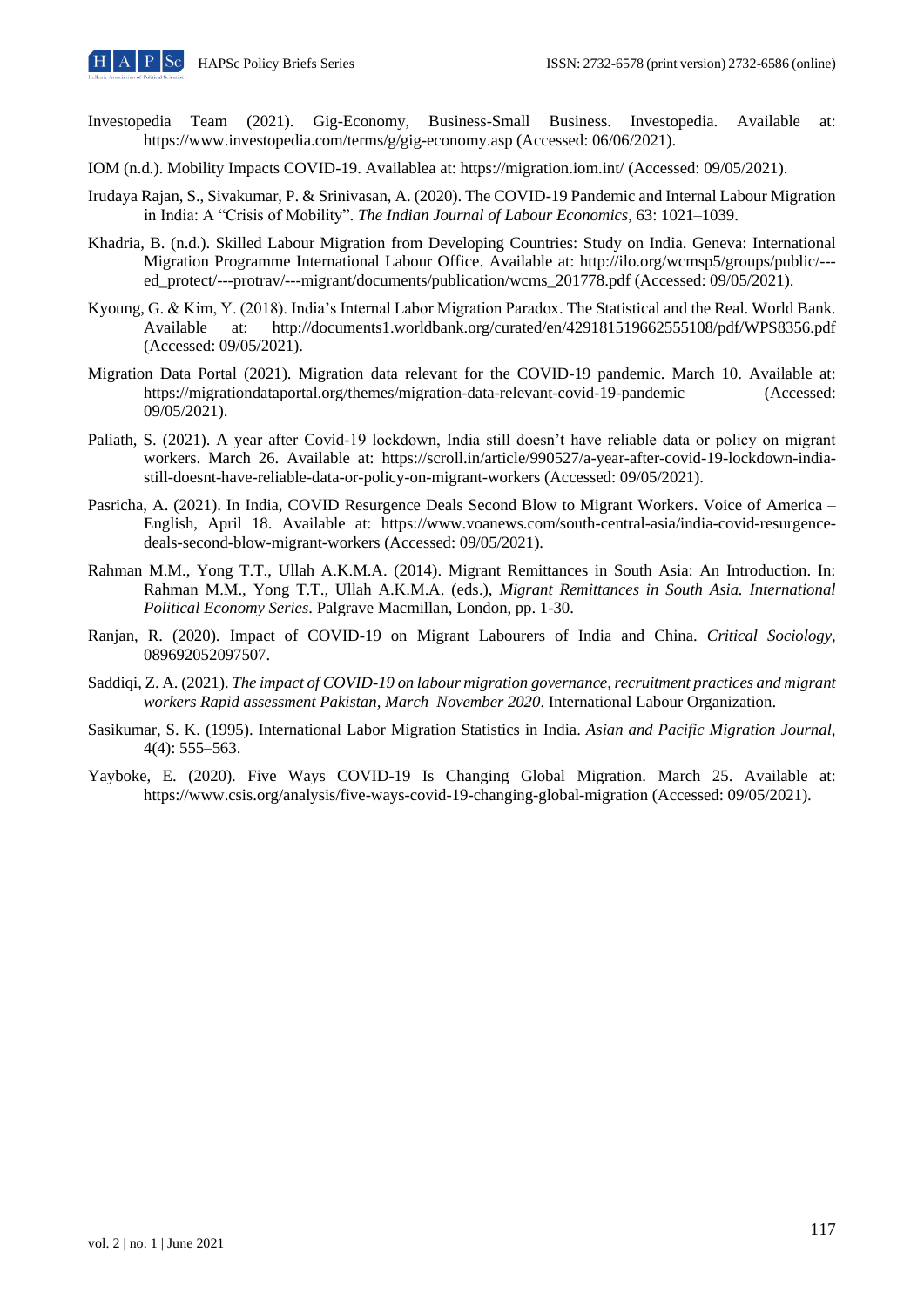Investopedia Team (2021). Gig-Economy, Business-Small Business. Investopedia. Available at: https://www.investopedia.com/terms/g/gig-economy.asp (Accessed: 06/06/2021).

IOM (n.d.). Mobility Impacts COVID-19. Availablea at: https://migration.iom.int/ (Accessed: 09/05/2021).

Irudaya Rajan, S., Sivakumar, P. & Srinivasan, A. (2020). The COVID-19 Pandemic and Internal Labour Migration in India: A "Crisis of Mobility". *The Indian Journal of Labour Economics*, 63: 1021–1039.

Khadria, B. (n.d.). Skilled Labour Migration from Developing Countries: Study on India. Geneva: International Migration Programme International Labour Office. Available at: http://ilo.org/wcmsp5/groups/public/---ed_protect/---protrav/---migrant/documents/publication/wcms_201778.pdf (Accessed: 09/05/2021).

Kyoung, G. & Kim, Y. (2018). India's Internal Labor Migration Paradox. The Statistical and the Real. World Bank. Available at: http://documents1.worldbank.org/curated/en/429181519662555108/pdf/WPS8356.pdf (Accessed: 09/05/2021).

Migration Data Portal (2021). Migration data relevant for the COVID-19 pandemic. March 10. Available at: https://migrationdataportal.org/themes/migration-data-relevant-covid-19-pandemic (Accessed: 09/05/2021).

Paliath, S. (2021). A year after Covid-19 lockdown, India still doesn't have reliable data or policy on migrant workers. March 26. Available at: https://scroll.in/article/990527/a-year-after-covid-19-lockdown-india-still-doesnt-have-reliable-data-or-policy-on-migrant-workers (Accessed: 09/05/2021).

Pasricha, A. (2021). In India, COVID Resurgence Deals Second Blow to Migrant Workers. Voice of America – English, April 18. Available at: https://www.voanews.com/south-central-asia/india-covid-resurgence-deals-second-blow-migrant-workers (Accessed: 09/05/2021).

Rahman M.M., Yong T.T., Ullah A.K.M.A. (2014). Migrant Remittances in South Asia: An Introduction. In: Rahman M.M., Yong T.T., Ullah A.K.M.A. (eds.), *Migrant Remittances in South Asia. International Political Economy Series*. Palgrave Macmillan, London, pp. 1-30.

Ranjan, R. (2020). Impact of COVID-19 on Migrant Labourers of India and China. *Critical Sociology*, 089692052097507.

Saddiqi, Z. A. (2021). *The impact of COVID-19 on labour migration governance, recruitment practices and migrant workers Rapid assessment Pakistan, March–November 2020*. International Labour Organization.

Sasikumar, S. K. (1995). International Labor Migration Statistics in India. *Asian and Pacific Migration Journal*, 4(4): 555–563.

Yayboke, E. (2020). Five Ways COVID-19 Is Changing Global Migration. March 25. Available at: https://www.csis.org/analysis/five-ways-covid-19-changing-global-migration (Accessed: 09/05/2021).